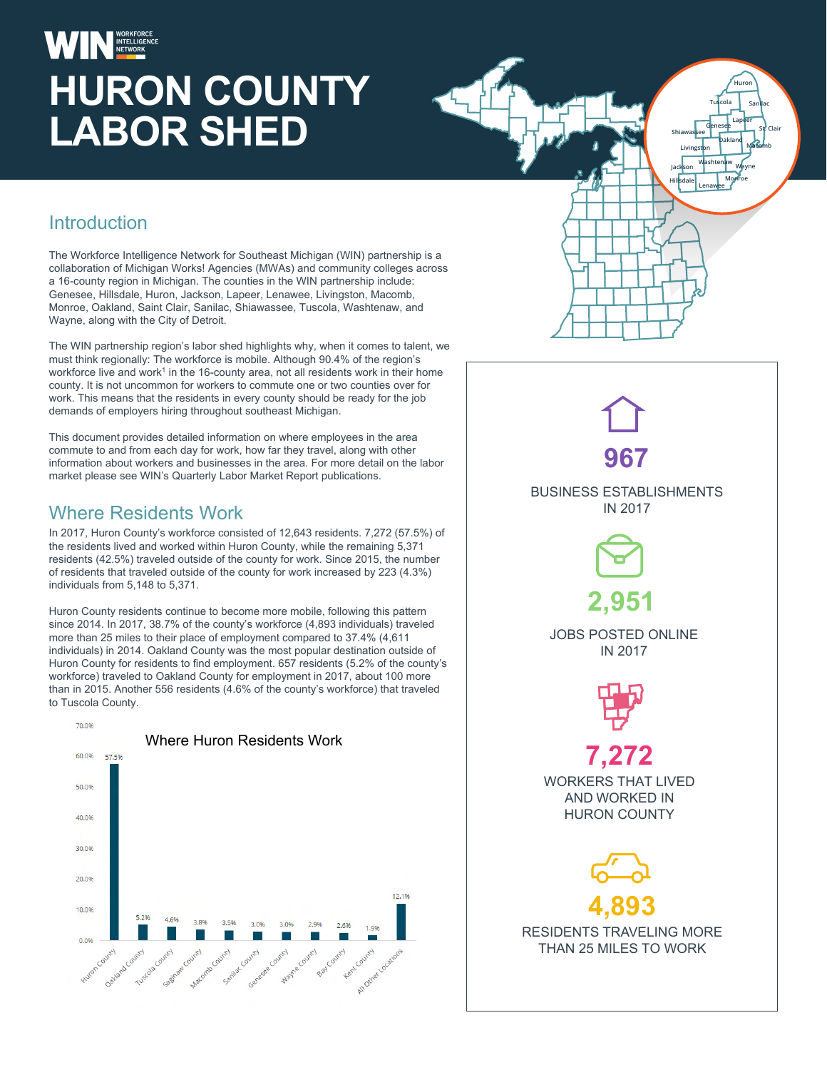# HURON COUNTY LABOR SHED

## Introduction

The Workforce Intelligence Network for Southeast Michigan (WIN) partnership is a collaboration of Michigan Works! Agencies (MWAs) and community colleges across a 16-county region in Michigan. The counties in the WIN partnership include: Genesee, Hillsdale, Huron, Jackson, Lapeer, Lenawee, Livingston, Macomb, Monroe, Oakland, Saint Clair, Sanilac, Shiawassee, Tuscola, Washtenaw, and Wayne, along with the City of Detroit.

The WIN partnership region's labor shed highlights why, when it comes to talent, we must think regionally: The workforce is mobile. Although 90.4% of the region's workforce live and work[1] in the 16-county area, not all residents work in their home county. It is not uncommon for workers to commute one or two counties over for work. This means that the residents in every county should be ready for the job demands of employers hiring throughout southeast Michigan.

This document provides detailed information on where employees in the area commute to and from each day for work, how far they travel, along with other information about workers and businesses in the area. For more detail on the labor market please see WIN's Quarterly Labor Market Report publications.

## Where Residents Work

In 2017, Huron County's workforce consisted of 12,643 residents. 7,272 (57.5%) of the residents lived and worked within Huron County, while the remaining 5,371 residents (42.5%) traveled outside of the county for work. Since 2015, the number of residents that traveled outside of the county for work increased by 223 (4.3%) individuals from 5,148 to 5,371.

Huron County residents continue to become more mobile, following this pattern since 2014. In 2017, 38.7% of the county's workforce (4,893 individuals) traveled more than 25 miles to their place of employment compared to 37.4% (4,611 individuals) in 2014. Oakland County was the most popular destination outside of Huron County for residents to find employment. 657 residents (5.2% of the county's workforce) traveled to Oakland County for employment in 2017, about 100 more than in 2015. Another 556 residents (4.6% of the county's workforce) that traveled to Tuscola County.

**Where Huron Residents Work**

| Location | Share |
|---|---|
| Huron County | 57.5% |
| Oakland County | 5.2% |
| Tuscola County | 4.6% |
| Saginaw County | 3.8% |
| Macomb County | 3.5% |
| Sanilac County | 3.0% |
| Genesee County | 3.0% |
| Wayne County | 2.9% |
| Bay County | 2.6% |
| Kent County | 1.9% |
| All Other Locations | 12.1% |

**967**
BUSINESS ESTABLISHMENTS IN 2017

**2,951**
JOBS POSTED ONLINE IN 2017

**7,272**
WORKERS THAT LIVED AND WORKED IN HURON COUNTY

**4,893**
RESIDENTS TRAVELING MORE THAN 25 MILES TO WORK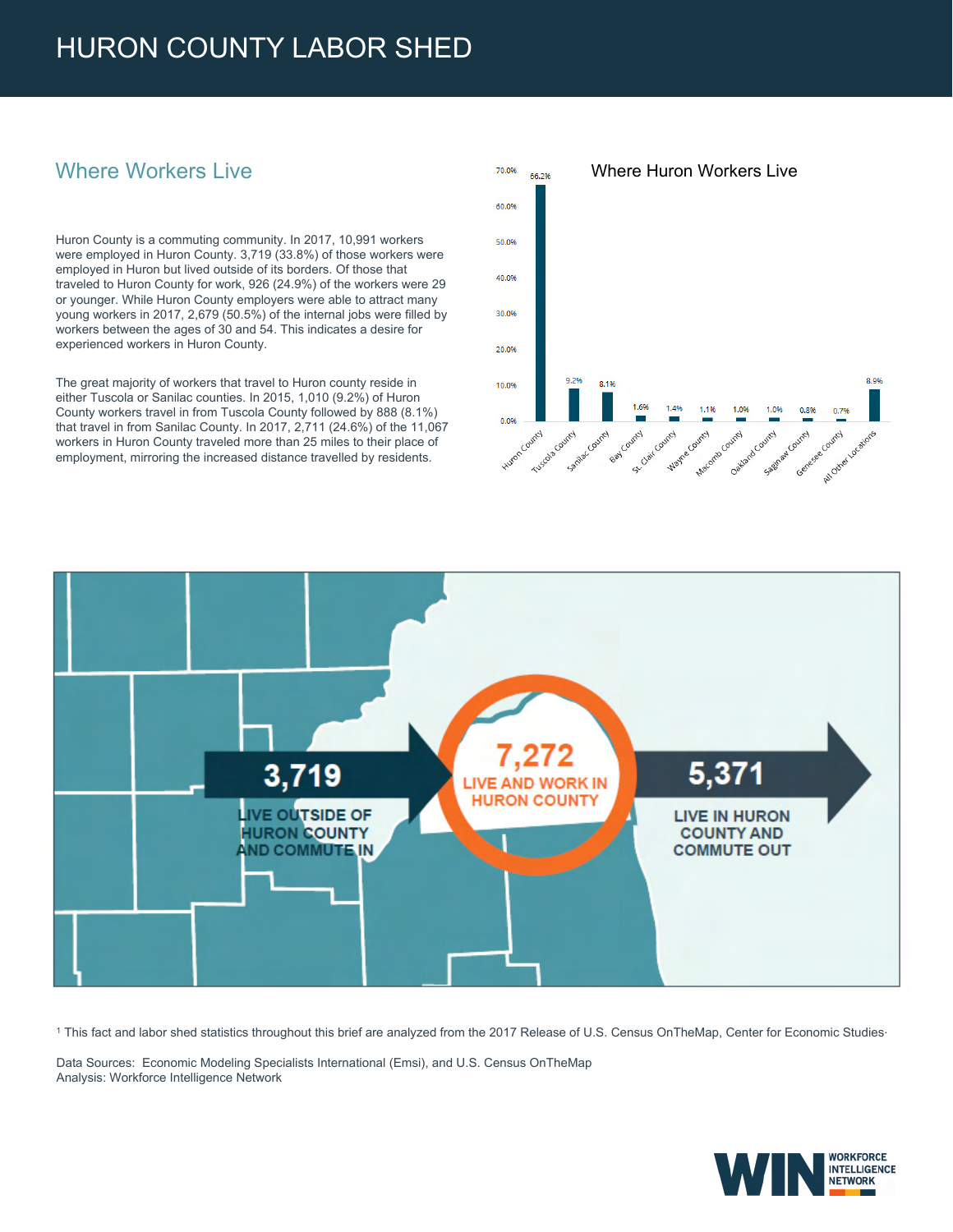# HURON COUNTY LABOR SHED

## Where Workers Live

Huron County is a commuting community. In 2017, 10,991 workers were employed in Huron County. 3,719 (33.8%) of those workers were employed in Huron but lived outside of its borders. Of those that traveled to Huron County for work, 926 (24.9%) of the workers were 29 or younger. While Huron County employers were able to attract many young workers in 2017, 2,679 (50.5%) of the internal jobs were filled by workers between the ages of 30 and 54. This indicates a desire for experienced workers in Huron County.

The great majority of workers that travel to Huron county reside in either Tuscola or Sanilac counties. In 2015, 1,010 (9.2%) of Huron County workers travel in from Tuscola County followed by 888 (8.1%) that travel in from Sanilac County. In 2017, 2,711 (24.6%) of the 11,067 workers in Huron County traveled more than 25 miles to their place of employment, mirroring the increased distance travelled by residents.

Where Huron Workers Live

70.0%
60.0%
50.0%
40.0%
30.0%
20.0%
10.0%
0.0%

Huron County 66.2%
Tuscola County 9.2%
Sanilac County 8.1%
Bay County 1.6%
St. Clair County 1.4%
Wayne County 1.1%
Macomb County 1.0%
Oakland County 1.0%
Saginaw County 0.8%
Genesee County 0.7%
All Other Locations 8.9%

3,719
LIVE OUTSIDE OF HURON COUNTY AND COMMUTE IN

7,272
LIVE AND WORK IN HURON COUNTY

5,371
LIVE IN HURON COUNTY AND COMMUTE OUT

[1] This fact and labor shed statistics throughout this brief are analyzed from the 2017 Release of U.S. Census OnTheMap, Center for Economic Studies.

Data Sources: Economic Modeling Specialists International (Emsi), and U.S. Census OnTheMap
Analysis: Workforce Intelligence Network

WIN WORKFORCE INTELLIGENCE NETWORK